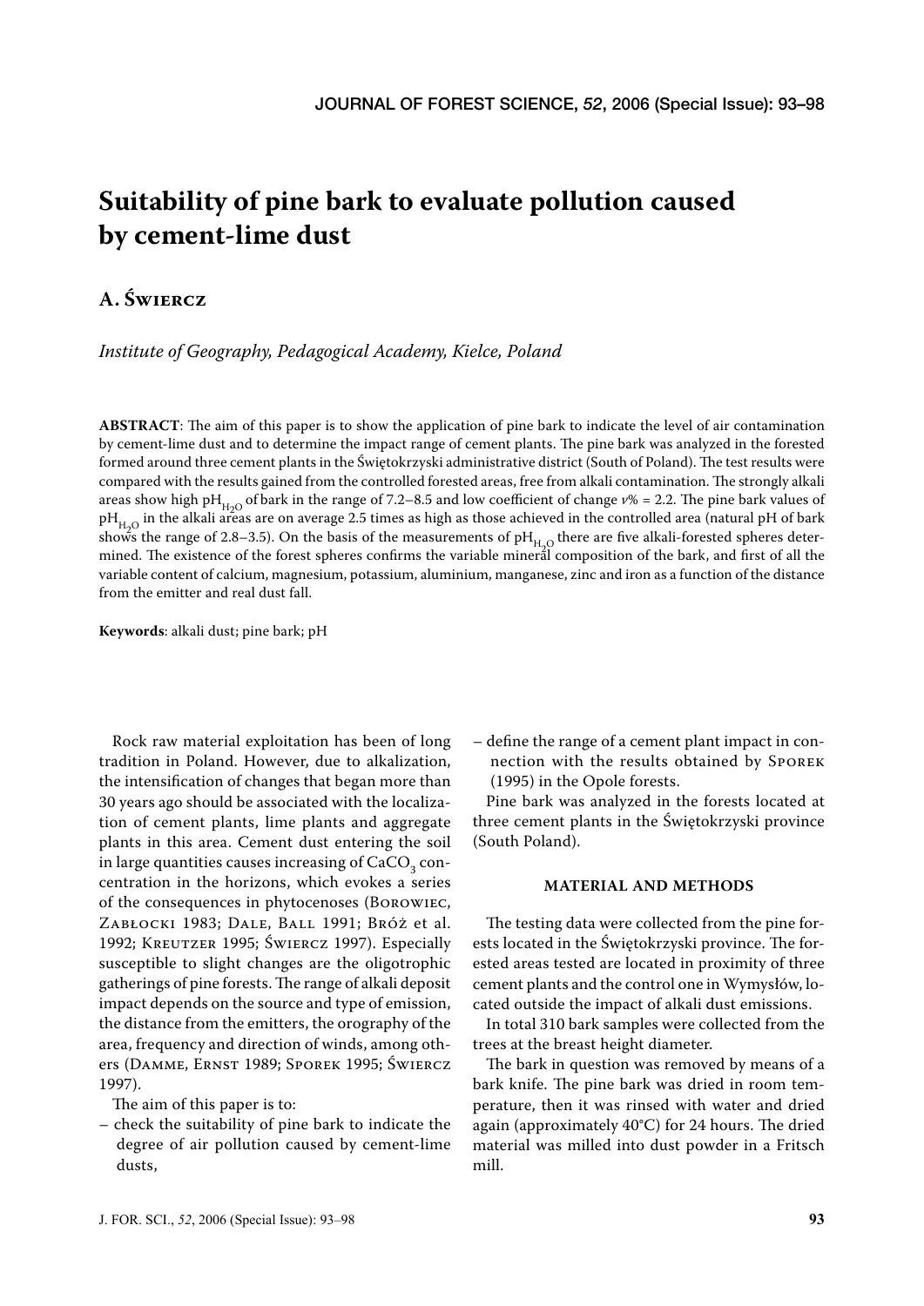# Suitability of pine bark to evaluate pollution caused by cement-lime dust

## A. Świercz

*Institute of Geography, Pedagogical Academy, Kielce, Poland*

**ABSTRACT**: The aim of this paper is to show the application of pine bark to indicate the level of air contamination by cement-lime dust and to determine the impact range of cement plants. The pine bark was analyzed in the forested formed around three cement plants in the Świętokrzyski administrative district (South of Poland). The test results were compared with the results gained from the controlled forested areas, free from alkali contamination. The strongly alkali areas show high $pH_{H_2O}$ of bark in the range of 7.2–8.5 and low coefficient of change $v\%$ = 2.2. The pine bark values of $pH_{H_2O}$ in the alkali areas are on average 2.5 times as high as those achieved in the controlled area (natural pH of bark shows the range of 2.8–3.5). On the basis of the measurements of $pH_{H_2O}$ there are five alkali-forested spheres determined. The existence of the forest spheres confirms the variable mineral composition of the bark, and first of all the variable content of calcium, magnesium, potassium, aluminium, manganese, zinc and iron as a function of the distance from the emitter and real dust fall.

**Keywords**: alkali dust; pine bark; pH

Rock raw material exploitation has been of long tradition in Poland. However, due to alkalization, the intensification of changes that began more than 30 years ago should be associated with the localization of cement plants, lime plants and aggregate plants in this area. Cement dust entering the soil in large quantities causes increasing of $CaCO_3$ concentration in the horizons, which evokes a series of the consequences in phytocenoses (Borowiec, Zabłocki 1983; Dale, Ball 1991; Bróż et al. 1992; Kreutzer 1995; Świercz 1997). Especially susceptible to slight changes are the oligotrophic gatherings of pine forests. The range of alkali deposit impact depends on the source and type of emission, the distance from the emitters, the orography of the area, frequency and direction of winds, among others (Damme, Ernst 1989; Sporek 1995; Świercz 1997).

The aim of this paper is to:

– check the suitability of pine bark to indicate the degree of air pollution caused by cement-lime dusts,

– define the range of a cement plant impact in connection with the results obtained by Sporek (1995) in the Opole forests.

Pine bark was analyzed in the forests located at three cement plants in the Świętokrzyski province (South Poland).

### MATERIAL AND METHODS

The testing data were collected from the pine forests located in the Świętokrzyski province. The forested areas tested are located in proximity of three cement plants and the control one in Wymysłów, located outside the impact of alkali dust emissions.

In total 310 bark samples were collected from the trees at the breast height diameter.

The bark in question was removed by means of a bark knife. The pine bark was dried in room temperature, then it was rinsed with water and dried again (approximately 40°C) for 24 hours. The dried material was milled into dust powder in a Fritsch mill.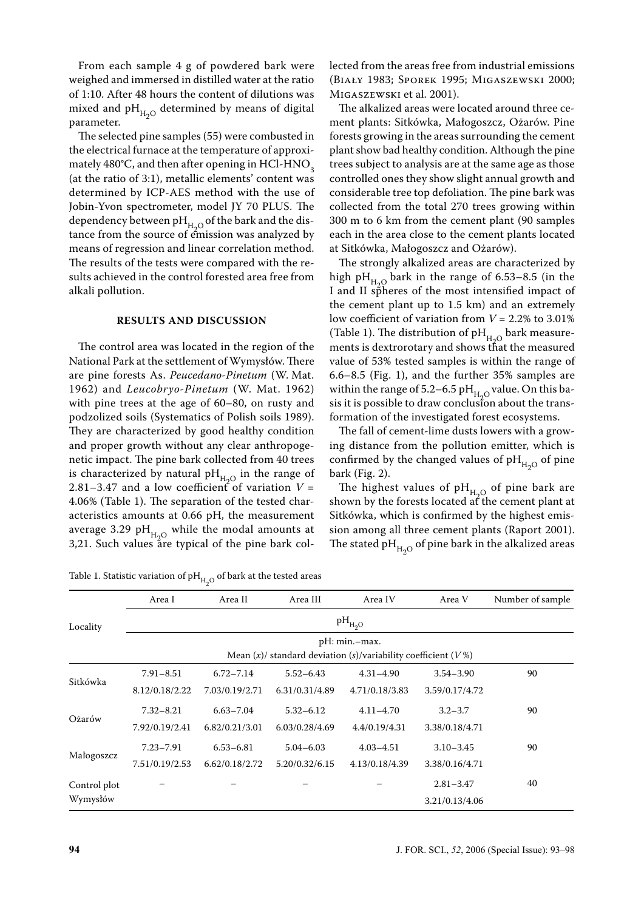From each sample 4 g of powdered bark were weighed and immersed in distilled water at the ratio of 1:10. After 48 hours the content of dilutions was mixed and $pH_{H_2O}$ determined by means of digital parameter.

The selected pine samples (55) were combusted in the electrical furnace at the temperature of approximately 480°C, and then after opening in $HCl$-$HNO_3$ (at the ratio of 3:1), metallic elements' content was determined by ICP-AES method with the use of Jobin-Yvon spectrometer, model JY 70 PLUS. The dependency between $pH_{H_2O}$ of the bark and the distance from the source of emission was analyzed by means of regression and linear correlation method. The results of the tests were compared with the results achieved in the control forested area free from alkali pollution.

## RESULTS AND DISCUSSION

The control area was located in the region of the National Park at the settlement of Wymysłów. There are pine forests As. *Peucedano-Pinetum* (W. Mat. 1962) and *Leucobryo-Pinetum* (W. Mat. 1962) with pine trees at the age of 60–80, on rusty and podzolized soils (Systematics of Polish soils 1989). They are characterized by good healthy condition and proper growth without any clear anthropogenetic impact. The pine bark collected from 40 trees is characterized by natural $pH_{H_2O}$ in the range of 2.81–3.47 and a low coefficient of variation $V$ = 4.06% (Table 1). The separation of the tested characteristics amounts at 0.66 pH, the measurement average 3.29 $pH_{H_2O}$ while the modal amounts at 3,21. Such values are typical of the pine bark collected from the areas free from industrial emissions (Biały 1983; Sporek 1995; Migaszewski 2000; Migaszewski et al. 2001).

The alkalized areas were located around three cement plants: Sitkówka, Małogoszcz, Ożarów. Pine forests growing in the areas surrounding the cement plant show bad healthy condition. Although the pine trees subject to analysis are at the same age as those controlled ones they show slight annual growth and considerable tree top defoliation. The pine bark was collected from the total 270 trees growing within 300 m to 6 km from the cement plant (90 samples each in the area close to the cement plants located at Sitkówka, Małogoszcz and Ożarów).

The strongly alkalized areas are characterized by high $pH_{H_2O}$ bark in the range of 6.53–8.5 (in the I and II spheres of the most intensified impact of the cement plant up to 1.5 km) and an extremely low coefficient of variation from $V$ = 2.2% to 3.01% (Table 1). The distribution of $pH_{H_2O}$ bark measurements is dextrorotary and shows that the measured value of 53% tested samples is within the range of 6.6–8.5 (Fig. 1), and the further 35% samples are within the range of 5.2–6.5 $pH_{H_2O}$ value. On this basis it is possible to draw conclusion about the transformation of the investigated forest ecosystems.

The fall of cement-lime dusts lowers with a growing distance from the pollution emitter, which is confirmed by the changed values of $pH_{H_2O}$ of pine bark (Fig. 2).

The highest values of $pH_{H_2O}$ of pine bark are shown by the forests located at the cement plant at Sitkówka, which is confirmed by the highest emission among all three cement plants (Raport 2001). The stated $pH_{H_2O}$ of pine bark in the alkalized areas

Table 1. Statistic variation of $pH_{H_2O}$ of bark at the tested areas

| Locality | Area I | Area II | Area III | Area IV | Area V | Number of sample |
|---|---|---|---|---|---|---|
| | $pH_{H_2O}$ | | | | | |
| | pH: min.–max. Mean ($x$)/ standard deviation ($s$)/variability coefficient ($V$%) | | | | | |
| Sitkówka | 7.91–8.51 | 6.72–7.14 | 5.52–6.43 | 4.31–4.90 | 3.54–3.90 | 90 |
| | 8.12/0.18/2.22 | 7.03/0.19/2.71 | 6.31/0.31/4.89 | 4.71/0.18/3.83 | 3.59/0.17/4.72 | |
| Ożarów | 7.32–8.21 | 6.63–7.04 | 5.32–6.12 | 4.11–4.70 | 3.2–3.7 | 90 |
| | 7.92/0.19/2.41 | 6.82/0.21/3.01 | 6.03/0.28/4.69 | 4.4/0.19/4.31 | 3.38/0.18/4.71 | |
| Małogoszcz | 7.23–7.91 | 6.53–6.81 | 5.04–6.03 | 4.03–4.51 | 3.10–3.45 | 90 |
| | 7.51/0.19/2.53 | 6.62/0.18/2.72 | 5.20/0.32/6.15 | 4.13/0.18/4.39 | 3.38/0.16/4.71 | |
| Control plot Wymysłów | – | – | – | – | 2.81–3.47 | 40 |
| | | | | | 3.21/0.13/4.06 | |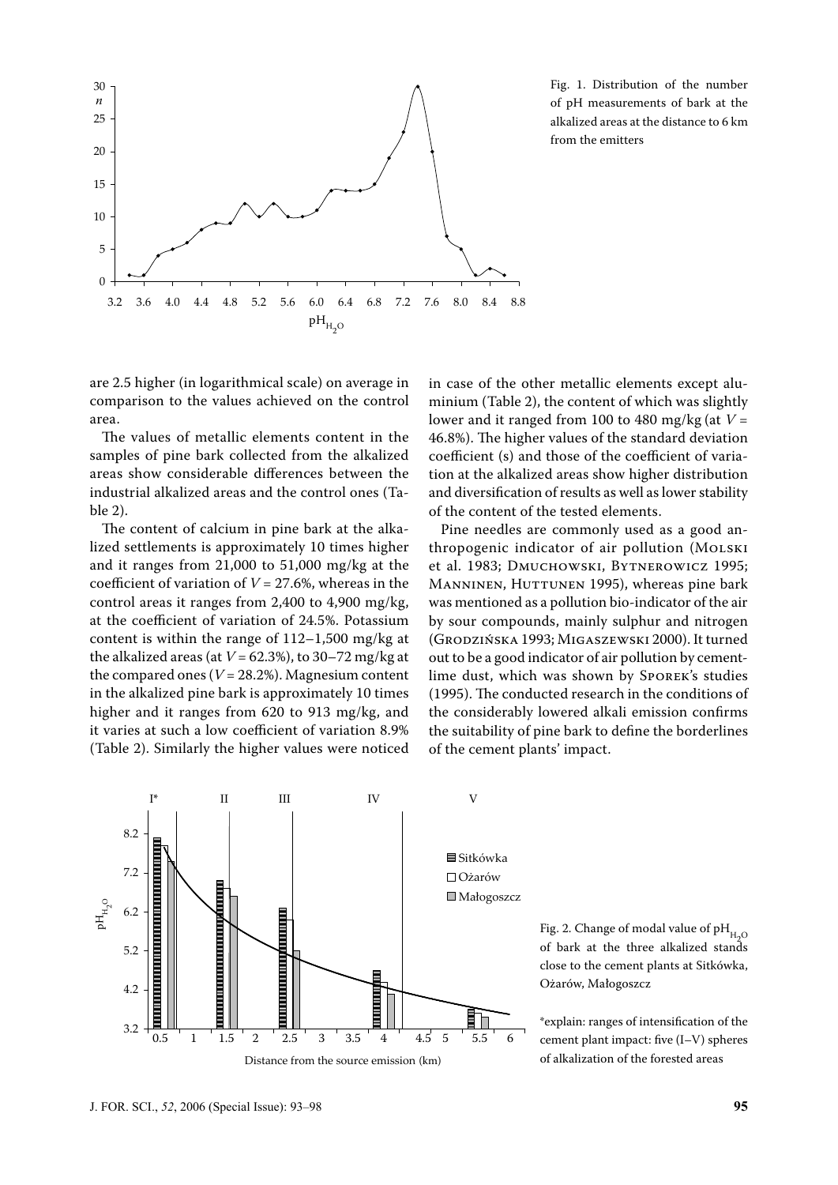Fig. 1. Distribution of the number of pH measurements of bark at the alkalized areas at the distance to 6 km from the emitters

are 2.5 higher (in logarithmical scale) on average in comparison to the values achieved on the control area.

The values of metallic elements content in the samples of pine bark collected from the alkalized areas show considerable differences between the industrial alkalized areas and the control ones (Table 2).

The content of calcium in pine bark at the alkalized settlements is approximately 10 times higher and it ranges from 21,000 to 51,000 mg/kg at the coefficient of variation of $V = 27.6\%$, whereas in the control areas it ranges from 2,400 to 4,900 mg/kg, at the coefficient of variation of 24.5%. Potassium content is within the range of 112–1,500 mg/kg at the alkalized areas (at $V = 62.3\%$), to 30–72 mg/kg at the compared ones ($V = 28.2\%$). Magnesium content in the alkalized pine bark is approximately 10 times higher and it ranges from 620 to 913 mg/kg, and it varies at such a low coefficient of variation 8.9% (Table 2). Similarly the higher values were noticed in case of the other metallic elements except aluminium (Table 2), the content of which was slightly lower and it ranged from 100 to 480 mg/kg (at $V = 46.8\%$). The higher values of the standard deviation coefficient (s) and those of the coefficient of variation at the alkalized areas show higher distribution and diversification of results as well as lower stability of the content of the tested elements.

Pine needles are commonly used as a good anthropogenic indicator of air pollution (Molski et al. 1983; Dmuchowski, Bytnerowicz 1995; Manninen, Huttunen 1995), whereas pine bark was mentioned as a pollution bio-indicator of the air by sour compounds, mainly sulphur and nitrogen (Grodzińska 1993; Migaszewski 2000). It turned out to be a good indicator of air pollution by cement-lime dust, which was shown by Sporek's studies (1995). The conducted research in the conditions of the considerably lowered alkali emission confirms the suitability of pine bark to define the borderlines of the cement plants' impact.

Fig. 2. Change of modal value of $pH_{H_2O}$ of bark at the three alkalized stands close to the cement plants at Sitkówka, Ożarów, Małogoszcz

*explain: ranges of intensification of the cement plant impact: five (I–V) spheres of alkalization of the forested areas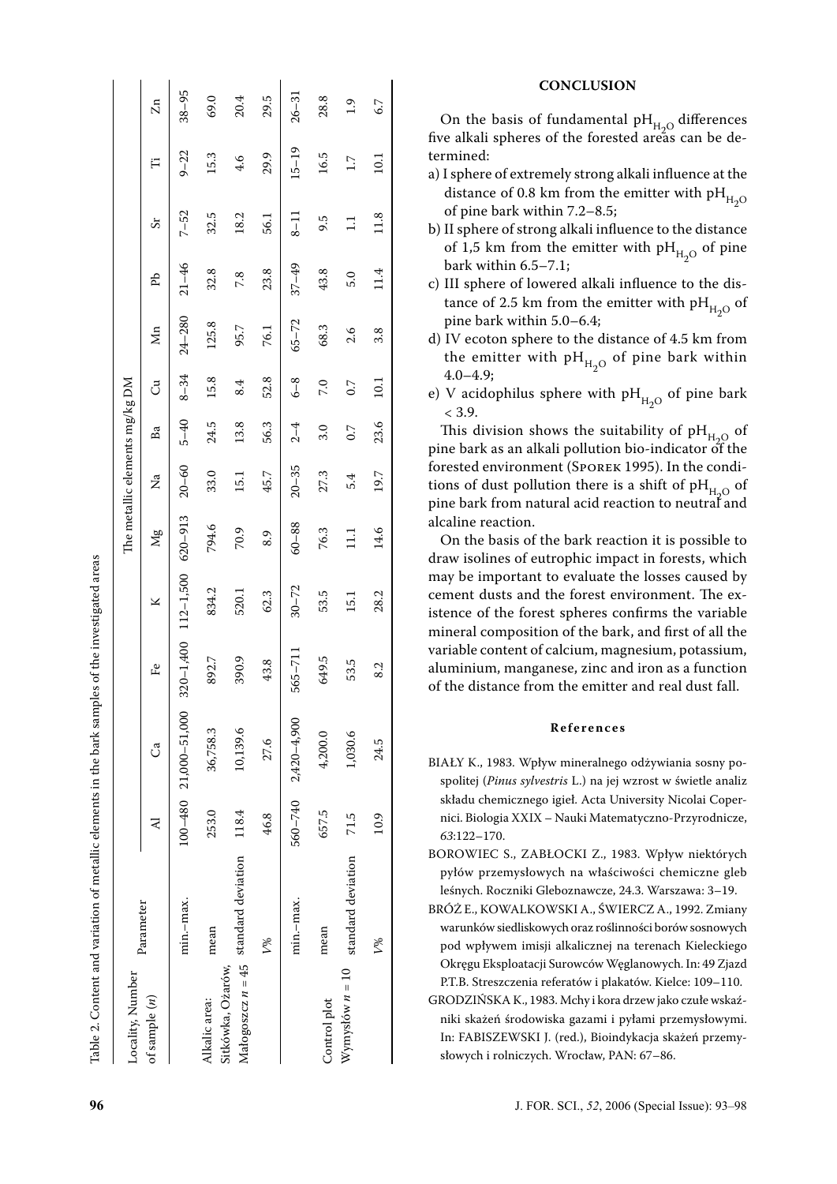Table 2. Content and variation of metallic elements in the bark samples of the investigated areas

| Locality, Number of sample (n) | Parameter | The metallic elements mg/kg DM | | | | | | | | | | | | | |
|---|---|---|---|---|---|---|---|---|---|---|---|---|---|---|---|
| | | Al | Ca | Fe | K | Mg | Na | Ba | Cu | Mn | Pb | Sr | Ti | Zn |
| Alkalic area: Sitkówka, Ożarów, Małogoszcz $n = 45$ | min.–max. | 100–480 | 21,000–51,000 | 320–1,400 | 112–1,500 | 620–913 | 20–60 | 5–40 | 8–34 | 24–280 | 21–46 | 7–52 | 9–22 | 38–95 |
| | mean | 253.0 | 36,758.3 | 892.7 | 834.2 | 794.6 | 33.0 | 24.5 | 15.8 | 125.8 | 32.8 | 32.5 | 15.3 | 69.0 |
| | standard deviation | 118.4 | 10,139.6 | 390.9 | 520.1 | 70.9 | 15.1 | 13.8 | 8.4 | 95.7 | 7.8 | 18.2 | 4.6 | 20.4 |
| | V% | 46.8 | 27.6 | 43.8 | 62.3 | 8.9 | 45.7 | 56.3 | 52.8 | 76.1 | 23.8 | 56.1 | 29.9 | 29.5 |
| Control plot Wymysłów $n = 10$ | min.–max. | 560–740 | 2,420–4,900 | 565–711 | 30–72 | 60–88 | 20–35 | 2–4 | 6–8 | 65–72 | 37–49 | 8–11 | 15–19 | 26–31 |
| | mean | 657.5 | 4,200.0 | 649.5 | 53.5 | 76.3 | 27.3 | 3.0 | 7.0 | 68.3 | 43.8 | 9.5 | 16.5 | 28.8 |
| | standard deviation | 71.5 | 1,030.6 | 53.5 | 15.1 | 11.1 | 5.4 | 0.7 | 0.7 | 2.6 | 5.0 | 1.1 | 1.7 | 1.9 |
| | V% | 10.9 | 24.5 | 8.2 | 28.2 | 14.6 | 19.7 | 23.6 | 10.1 | 3.8 | 11.4 | 11.8 | 10.1 | 6.7 |

## CONCLUSION

On the basis of fundamental $pH_{H_2O}$ differences five alkali spheres of the forested areas can be determined:

a) I sphere of extremely strong alkali influence at the distance of 0.8 km from the emitter with $pH_{H_2O}$ of pine bark within 7.2–8.5;

b) II sphere of strong alkali influence to the distance of 1,5 km from the emitter with $pH_{H_2O}$ of pine bark within 6.5–7.1;

c) III sphere of lowered alkali influence to the distance of 2.5 km from the emitter with $pH_{H_2O}$ of pine bark within 5.0–6.4;

d) IV ecoton sphere to the distance of 4.5 km from the emitter with $pH_{H_2O}$ of pine bark within 4.0–4.9;

e) V acidophilus sphere with $pH_{H_2O}$ of pine bark < 3.9.

This division shows the suitability of $pH_{H_2O}$ of pine bark as an alkali pollution bio-indicator of the forested environment (Sporek 1995). In the conditions of dust pollution there is a shift of $pH_{H_2O}$ of pine bark from natural acid reaction to neutral and alcaline reaction.

On the basis of the bark reaction it is possible to draw isolines of eutrophic impact in forests, which may be important to evaluate the losses caused by cement dusts and the forest environment. The existence of the forest spheres confirms the variable mineral composition of the bark, and first of all the variable content of calcium, magnesium, potassium, aluminium, manganese, zinc and iron as a function of the distance from the emitter and real dust fall.

### References

BIAŁY K., 1983. Wpływ mineralnego odżywiania sosny pospolitej (*Pinus sylvestris* L.) na jej wzrost w świetle analiz składu chemicznego igieł. Acta University Nicolai Copernici. Biologia XXIX – Nauki Matematyczno-Przyrodnicze, *63*:122–170.

BOROWIEC S., ZABŁOCKI Z., 1983. Wpływ niektórych pyłów przemysłowych na właściwości chemiczne gleb leśnych. Roczniki Gleboznawcze, 24.3. Warszawa: 3–19.

BRÓŻ E., KOWALKOWSKI A., ŚWIERCZ A., 1992. Zmiany warunków siedliskowych oraz roślinności borów sosnowych pod wpływem imisji alkalicznej na terenach Kieleckiego Okręgu Eksploatacji Surowców Węglanowych. In: 49 Zjazd P.T.B. Streszczenia referatów i plakatów. Kielce: 109–110.

GRODZIŃSKA K., 1983. Mchy i kora drzew jako czułe wskaźniki skażeń środowiska gazami i pyłami przemysłowymi. In: FABISZEWSKI J. (red.), Bioindykacja skażeń przemysłowych i rolniczych. Wrocław, PAN: 67–86.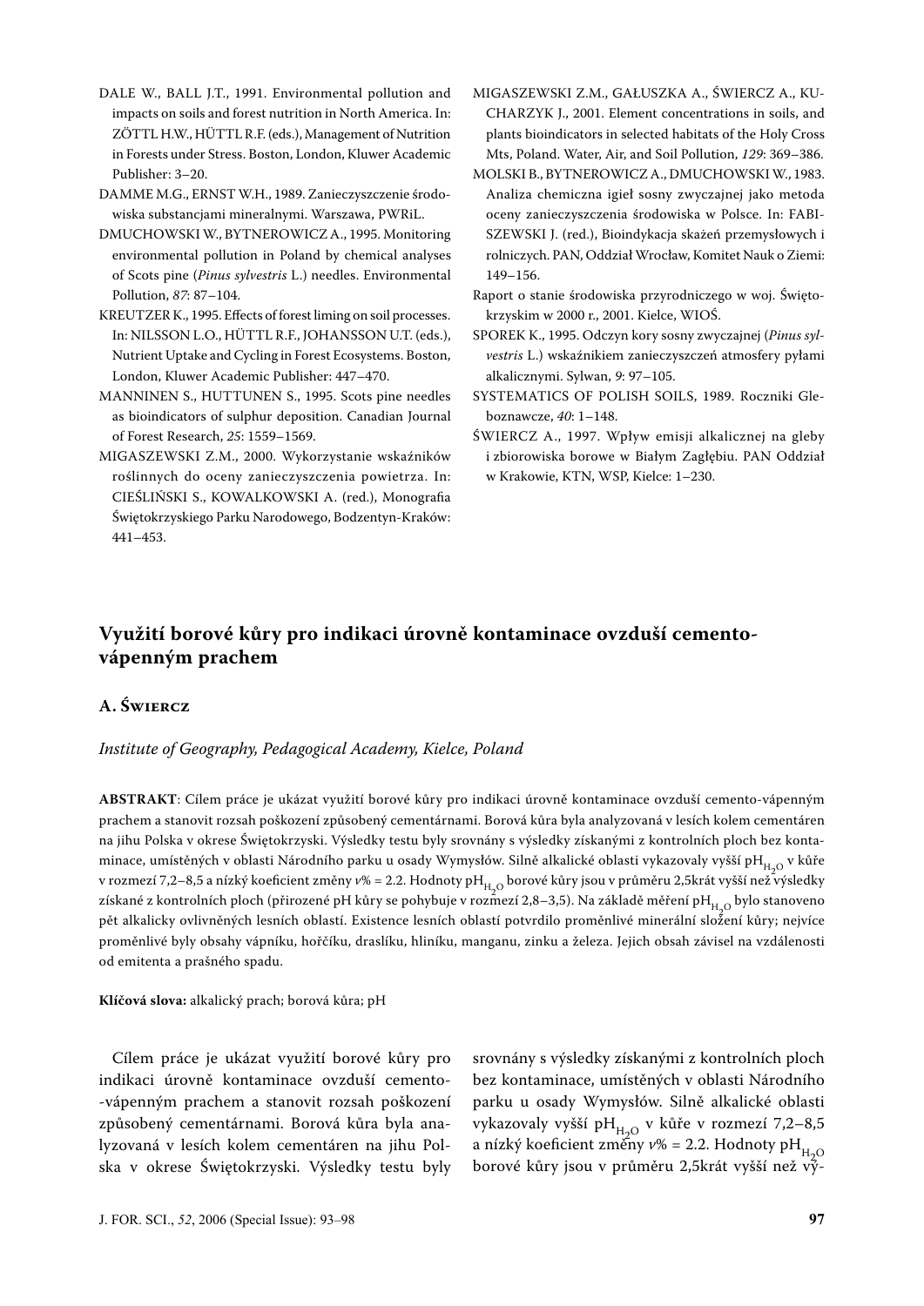DALE W., BALL J.T., 1991. Environmental pollution and impacts on soils and forest nutrition in North America. In: ZÖTTL H.W., HÜTTL R.F. (eds.), Management of Nutrition in Forests under Stress. Boston, London, Kluwer Academic Publisher: 3–20.

DAMME M.G., ERNST W.H., 1989. Zanieczyszczenie środowiska substancjami mineralnymi. Warszawa, PWRiL.

DMUCHOWSKI W., BYTNEROWICZ A., 1995. Monitoring environmental pollution in Poland by chemical analyses of Scots pine (*Pinus sylvestris* L.) needles. Environmental Pollution, *87*: 87–104.

KREUTZER K., 1995. Effects of forest liming on soil processes. In: NILSSON L.O., HÜTTL R.F., JOHANSSON U.T. (eds.), Nutrient Uptake and Cycling in Forest Ecosystems. Boston, London, Kluwer Academic Publisher: 447–470.

MANNINEN S., HUTTUNEN S., 1995. Scots pine needles as bioindicators of sulphur deposition. Canadian Journal of Forest Research, *25*: 1559–1569.

MIGASZEWSKI Z.M., 2000. Wykorzystanie wskaźników roślinnych do oceny zanieczyszczenia powietrza. In: CIEŚLIŃSKI S., KOWALKOWSKI A. (red.), Monografia Świętokrzyskiego Parku Narodowego, Bodzentyn-Kraków: 441–453.

MIGASZEWSKI Z.M., GAŁUSZKA A., ŚWIERCZ A., KUCHARZYK J., 2001. Element concentrations in soils, and plants bioindicators in selected habitats of the Holy Cross Mts, Poland. Water, Air, and Soil Pollution, *129*: 369–386.

MOLSKI B., BYTNEROWICZ A., DMUCHOWSKI W., 1983. Analiza chemiczna igieł sosny zwyczajnej jako metoda oceny zanieczyszczenia środowiska w Polsce. In: FABISZEWSKI J. (red.), Bioindykacja skażeń przemysłowych i rolniczych. PAN, Oddział Wrocław, Komitet Nauk o Ziemi: 149–156.

Raport o stanie środowiska przyrodniczego w woj. Świętokrzyskim w 2000 r., 2001. Kielce, WIOŚ.

SPOREK K., 1995. Odczyn kory sosny zwyczajnej (*Pinus sylvestris* L.) wskaźnikiem zanieczyszczeń atmosfery pyłami alkalicznymi. Sylwan, *9*: 97–105.

SYSTEMATICS OF POLISH SOILS, 1989. Roczniki Gleboznawcze, *40*: 1–148.

ŚWIERCZ A., 1997. Wpływ emisji alkalicznej na gleby i zbiorowiska borowe w Białym Zagłębiu. PAN Oddział w Krakowie, KTN, WSP, Kielce: 1–230.

## Využití borové kůry pro indikaci úrovně kontaminace ovzduší cemento-vápenným prachem

### A. Świercz

*Institute of Geography, Pedagogical Academy, Kielce, Poland*

**ABSTRAKT**: Cílem práce je ukázat využití borové kůry pro indikaci úrovně kontaminace ovzduší cemento-vápenným prachem a stanovit rozsah poškození způsobený cementárnami. Borová kůra byla analyzovaná v lesích kolem cementáren na jihu Polska v okrese Świętokrzyski. Výsledky testu byly srovnány s výsledky získanými z kontrolních ploch bez kontaminace, umístěných v oblasti Národního parku u osady Wymysłów. Silně alkalické oblasti vykazovaly vyšší $pH_{H_2O}$ v kůře v rozmezí 7,2–8,5 a nízký koeficient změny $v$% = 2.2. Hodnoty $pH_{H_2O}$ borové kůry jsou v průměru 2,5krát vyšší než výsledky získané z kontrolních ploch (přirozené pH kůry se pohybuje v rozmezí 2,8–3,5). Na základě měření $pH_{H_2O}$ bylo stanoveno pět alkalicky ovlivněných lesních oblastí. Existence lesních oblastí potvrdilo proměnlivé minerální složení kůry; nejvíce proměnlivé byly obsahy vápníku, hořčíku, draslíku, hliníku, manganu, zinku a železa. Jejich obsah závisel na vzdálenosti od emitenta a prašného spadu.

**Klíčová slova:** alkalický prach; borová kůra; pH

Cílem práce je ukázat využití borové kůry pro indikaci úrovně kontaminace ovzduší cemento-vápenným prachem a stanovit rozsah poškození způsobený cementárnami. Borová kůra byla analyzovaná v lesích kolem cementáren na jihu Polska v okrese Świętokrzyski. Výsledky testu byly srovnány s výsledky získanými z kontrolních ploch bez kontaminace, umístěných v oblasti Národního parku u osady Wymysłów. Silně alkalické oblasti vykazovaly vyšší $pH_{H_2O}$ v kůře v rozmezí 7,2–8,5 a nízký koeficient změny $v$% = 2.2. Hodnoty $pH_{H_2O}$ borové kůry jsou v průměru 2,5krát vyšší než vý-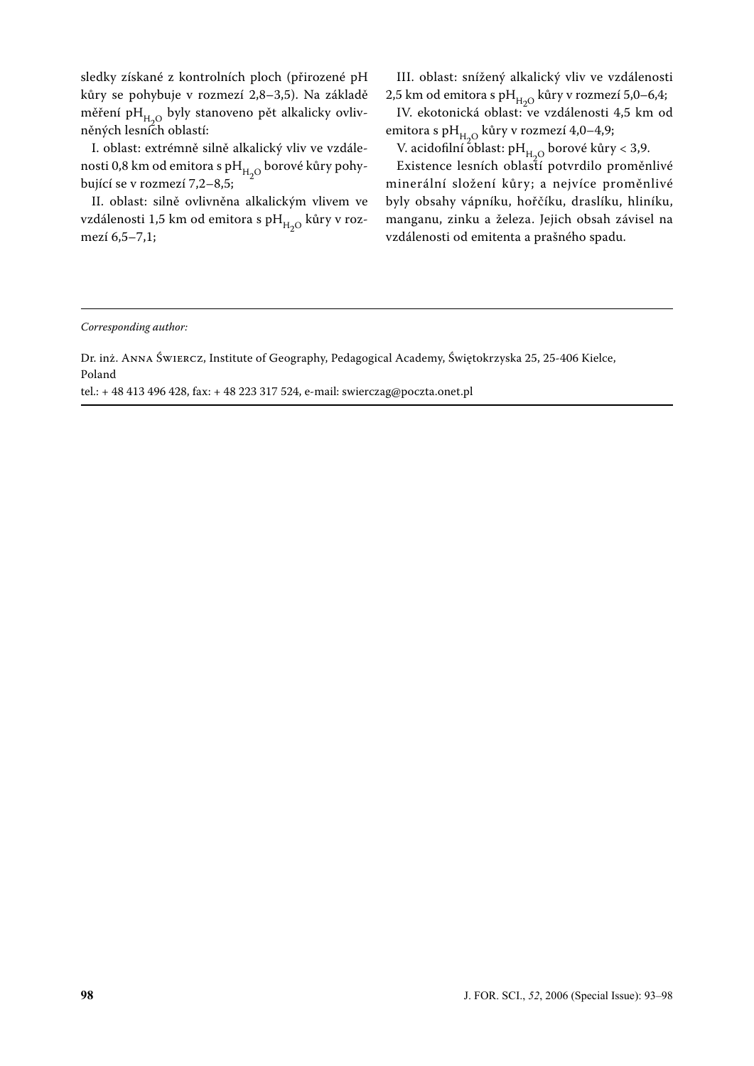sledky získané z kontrolních ploch (přirozené pH kůry se pohybuje v rozmezí 2,8–3,5). Na základě měření $pH_{H_2O}$ byly stanoveno pět alkalicky ovlivněných lesních oblastí:

I. oblast: extrémně silně alkalický vliv ve vzdálenosti 0,8 km od emitora s $pH_{H_2O}$ borové kůry pohybující se v rozmezí 7,2–8,5;

II. oblast: silně ovlivněna alkalickým vlivem ve vzdálenosti 1,5 km od emitora s $pH_{H_2O}$ kůry v rozmezí 6,5–7,1;

III. oblast: snížený alkalický vliv ve vzdálenosti 2,5 km od emitora s $pH_{H_2O}$ kůry v rozmezí 5,0–6,4;

IV. ekotonická oblast: ve vzdálenosti 4,5 km od emitora s $pH_{H_2O}$ kůry v rozmezí 4,0–4,9;

V. acidofilní oblast: $pH_{H_2O}$ borové kůry < 3,9.

Existence lesních oblastí potvrdilo proměnlivé minerální složení kůry; a nejvíce proměnlivé byly obsahy vápníku, hořčíku, draslíku, hliníku, manganu, zinku a železa. Jejich obsah závisel na vzdálenosti od emitenta a prašného spadu.

---

*Corresponding author:*

Dr. inż. Anna Świercz, Institute of Geography, Pedagogical Academy, Świętokrzyska 25, 25-406 Kielce, Poland
tel.: + 48 413 496 428, fax: + 48 223 317 524, e-mail: swierczag@poczta.onet.pl